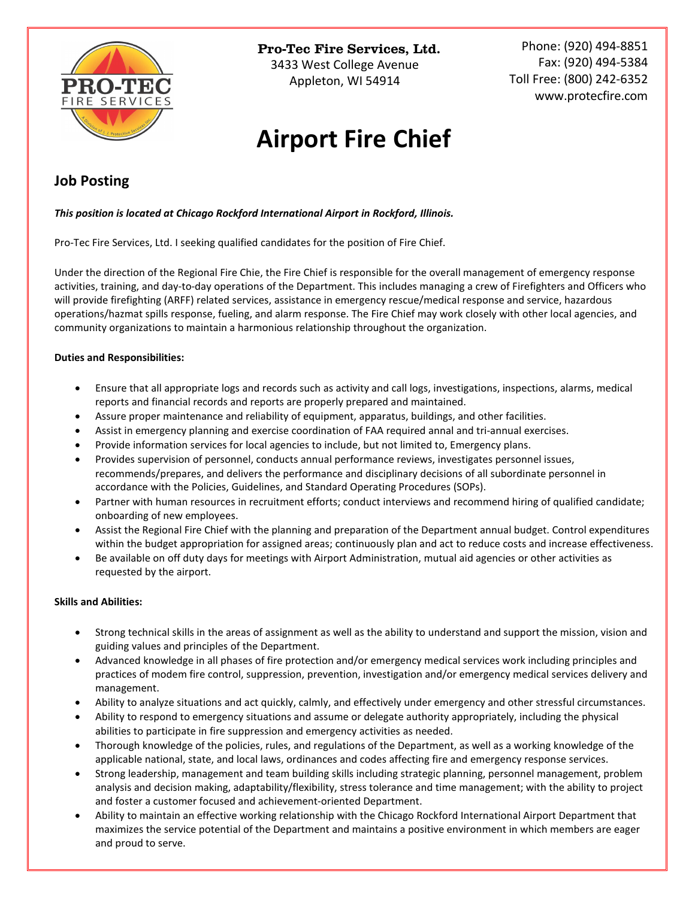**Pro-Tec Fire Services, Ltd.**
3433 West College Avenue
Appleton, WI 54914

Phone: (920) 494-8851
Fax: (920) 494-5384
Toll Free: (800) 242-6352
www.protecfire.com

# Airport Fire Chief

## Job Posting

***This position is located at Chicago Rockford International Airport in Rockford, Illinois.***

Pro-Tec Fire Services, Ltd. I seeking qualified candidates for the position of Fire Chief.

Under the direction of the Regional Fire Chie, the Fire Chief is responsible for the overall management of emergency response activities, training, and day-to-day operations of the Department. This includes managing a crew of Firefighters and Officers who will provide firefighting (ARFF) related services, assistance in emergency rescue/medical response and service, hazardous operations/hazmat spills response, fueling, and alarm response. The Fire Chief may work closely with other local agencies, and community organizations to maintain a harmonious relationship throughout the organization.

**Duties and Responsibilities:**

- Ensure that all appropriate logs and records such as activity and call logs, investigations, inspections, alarms, medical reports and financial records and reports are properly prepared and maintained.
- Assure proper maintenance and reliability of equipment, apparatus, buildings, and other facilities.
- Assist in emergency planning and exercise coordination of FAA required annal and tri-annual exercises.
- Provide information services for local agencies to include, but not limited to, Emergency plans.
- Provides supervision of personnel, conducts annual performance reviews, investigates personnel issues, recommends/prepares, and delivers the performance and disciplinary decisions of all subordinate personnel in accordance with the Policies, Guidelines, and Standard Operating Procedures (SOPs).
- Partner with human resources in recruitment efforts; conduct interviews and recommend hiring of qualified candidate; onboarding of new employees.
- Assist the Regional Fire Chief with the planning and preparation of the Department annual budget. Control expenditures within the budget appropriation for assigned areas; continuously plan and act to reduce costs and increase effectiveness.
- Be available on off duty days for meetings with Airport Administration, mutual aid agencies or other activities as requested by the airport.

**Skills and Abilities:**

- Strong technical skills in the areas of assignment as well as the ability to understand and support the mission, vision and guiding values and principles of the Department.
- Advanced knowledge in all phases of fire protection and/or emergency medical services work including principles and practices of modem fire control, suppression, prevention, investigation and/or emergency medical services delivery and management.
- Ability to analyze situations and act quickly, calmly, and effectively under emergency and other stressful circumstances.
- Ability to respond to emergency situations and assume or delegate authority appropriately, including the physical abilities to participate in fire suppression and emergency activities as needed.
- Thorough knowledge of the policies, rules, and regulations of the Department, as well as a working knowledge of the applicable national, state, and local laws, ordinances and codes affecting fire and emergency response services.
- Strong leadership, management and team building skills including strategic planning, personnel management, problem analysis and decision making, adaptability/flexibility, stress tolerance and time management; with the ability to project and foster a customer focused and achievement-oriented Department.
- Ability to maintain an effective working relationship with the Chicago Rockford International Airport Department that maximizes the service potential of the Department and maintains a positive environment in which members are eager and proud to serve.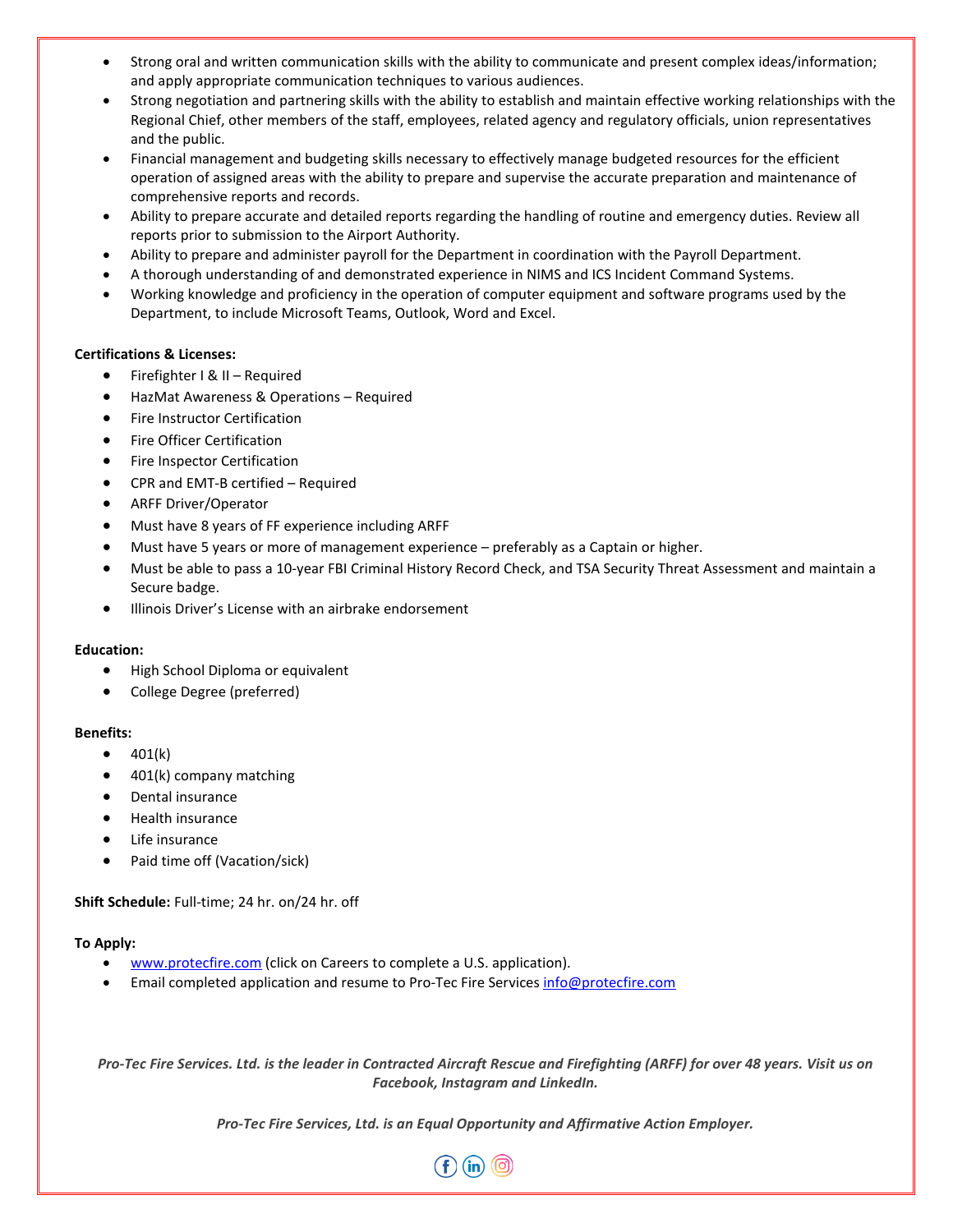- Strong oral and written communication skills with the ability to communicate and present complex ideas/information; and apply appropriate communication techniques to various audiences.
- Strong negotiation and partnering skills with the ability to establish and maintain effective working relationships with the Regional Chief, other members of the staff, employees, related agency and regulatory officials, union representatives and the public.
- Financial management and budgeting skills necessary to effectively manage budgeted resources for the efficient operation of assigned areas with the ability to prepare and supervise the accurate preparation and maintenance of comprehensive reports and records.
- Ability to prepare accurate and detailed reports regarding the handling of routine and emergency duties. Review all reports prior to submission to the Airport Authority.
- Ability to prepare and administer payroll for the Department in coordination with the Payroll Department.
- A thorough understanding of and demonstrated experience in NIMS and ICS Incident Command Systems.
- Working knowledge and proficiency in the operation of computer equipment and software programs used by the Department, to include Microsoft Teams, Outlook, Word and Excel.

**Certifications & Licenses:**

- Firefighter I & II – Required
- HazMat Awareness & Operations – Required
- Fire Instructor Certification
- Fire Officer Certification
- Fire Inspector Certification
- CPR and EMT-B certified – Required
- ARFF Driver/Operator
- Must have 8 years of FF experience including ARFF
- Must have 5 years or more of management experience – preferably as a Captain or higher.
- Must be able to pass a 10-year FBI Criminal History Record Check, and TSA Security Threat Assessment and maintain a Secure badge.
- Illinois Driver's License with an airbrake endorsement

**Education:**

- High School Diploma or equivalent
- College Degree (preferred)

**Benefits:**

- 401(k)
- 401(k) company matching
- Dental insurance
- Health insurance
- Life insurance
- Paid time off (Vacation/sick)

**Shift Schedule:** Full-time; 24 hr. on/24 hr. off

**To Apply:**

- www.protecfire.com (click on Careers to complete a U.S. application).
- Email completed application and resume to Pro-Tec Fire Services info@protecfire.com

*Pro-Tec Fire Services. Ltd. is the leader in Contracted Aircraft Rescue and Firefighting (ARFF) for over 48 years. Visit us on Facebook, Instagram and LinkedIn.*

*Pro-Tec Fire Services, Ltd. is an Equal Opportunity and Affirmative Action Employer.*